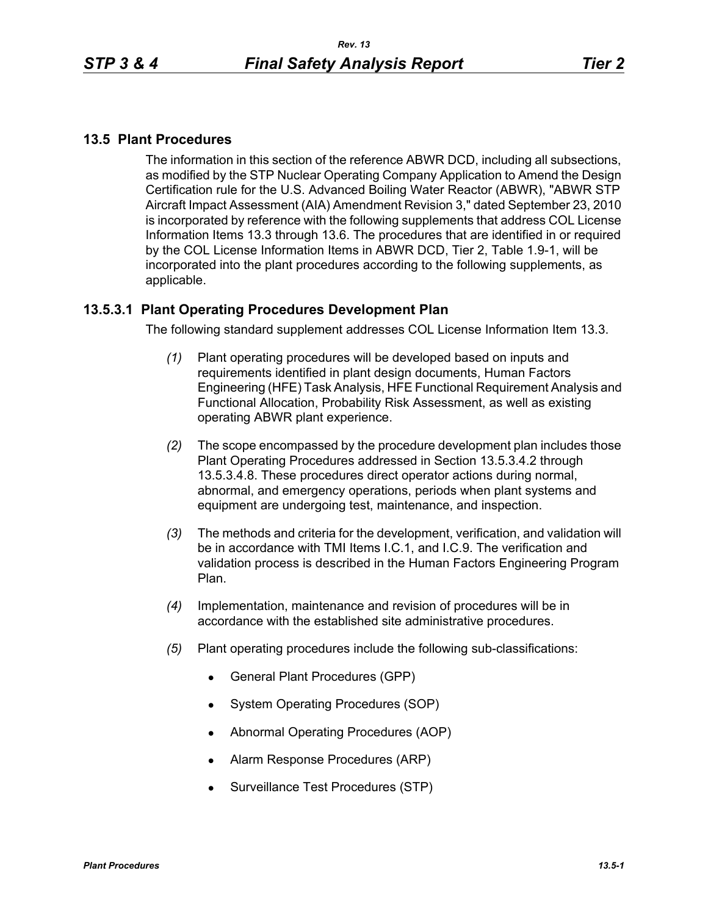## 13.5 Plant Procedures

The information in this section of the reference ABWR DCD, including all subsections, as modified by the STP Nuclear Operating Company Application to Amend the Design Certification rule for the U.S. Advanced Boiling Water Reactor (ABWR), "ABWR STP Aircraft Impact Assessment (AIA) Amendment Revision 3," dated September 23, 2010 is incorporated by reference with the following supplements that address COL License Information Items 13.3 through 13.6. The procedures that are identified in or required by the COL License Information Items in ABWR DCD, Tier 2, Table 1.9-1, will be incorporated into the plant procedures according to the following supplements, as applicable.

### 13.5.3.1 Plant Operating Procedures Development Plan

The following standard supplement addresses COL License Information Item 13.3.

*(1)* Plant operating procedures will be developed based on inputs and requirements identified in plant design documents, Human Factors Engineering (HFE) Task Analysis, HFE Functional Requirement Analysis and Functional Allocation, Probability Risk Assessment, as well as existing operating ABWR plant experience.

*(2)* The scope encompassed by the procedure development plan includes those Plant Operating Procedures addressed in Section 13.5.3.4.2 through 13.5.3.4.8. These procedures direct operator actions during normal, abnormal, and emergency operations, periods when plant systems and equipment are undergoing test, maintenance, and inspection.

*(3)* The methods and criteria for the development, verification, and validation will be in accordance with TMI Items I.C.1, and I.C.9. The verification and validation process is described in the Human Factors Engineering Program Plan.

*(4)* Implementation, maintenance and revision of procedures will be in accordance with the established site administrative procedures.

*(5)* Plant operating procedures include the following sub-classifications:

- General Plant Procedures (GPP)
- System Operating Procedures (SOP)
- Abnormal Operating Procedures (AOP)
- Alarm Response Procedures (ARP)
- Surveillance Test Procedures (STP)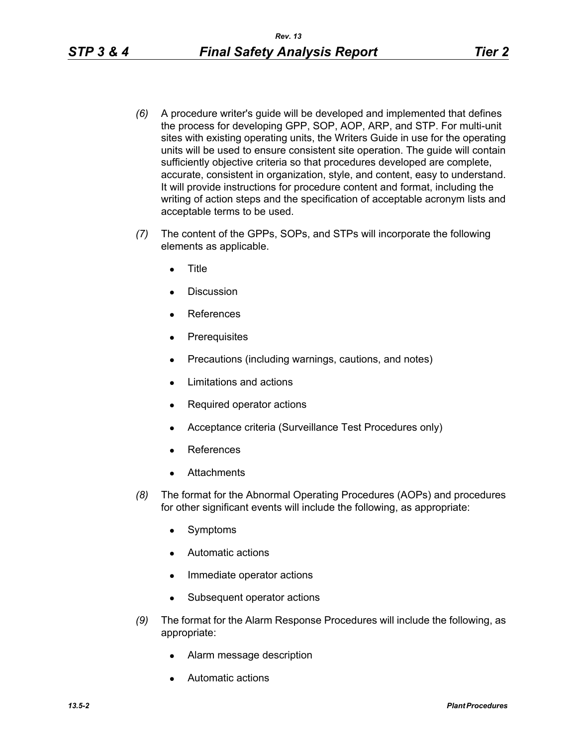*(6)* A procedure writer's guide will be developed and implemented that defines the process for developing GPP, SOP, AOP, ARP, and STP. For multi-unit sites with existing operating units, the Writers Guide in use for the operating units will be used to ensure consistent site operation. The guide will contain sufficiently objective criteria so that procedures developed are complete, accurate, consistent in organization, style, and content, easy to understand. It will provide instructions for procedure content and format, including the writing of action steps and the specification of acceptable acronym lists and acceptable terms to be used.

*(7)* The content of the GPPs, SOPs, and STPs will incorporate the following elements as applicable.

- Title
- Discussion
- References
- Prerequisites
- Precautions (including warnings, cautions, and notes)
- Limitations and actions
- Required operator actions
- Acceptance criteria (Surveillance Test Procedures only)
- References
- Attachments

*(8)* The format for the Abnormal Operating Procedures (AOPs) and procedures for other significant events will include the following, as appropriate:

- Symptoms
- Automatic actions
- Immediate operator actions
- Subsequent operator actions

*(9)* The format for the Alarm Response Procedures will include the following, as appropriate:

- Alarm message description
- Automatic actions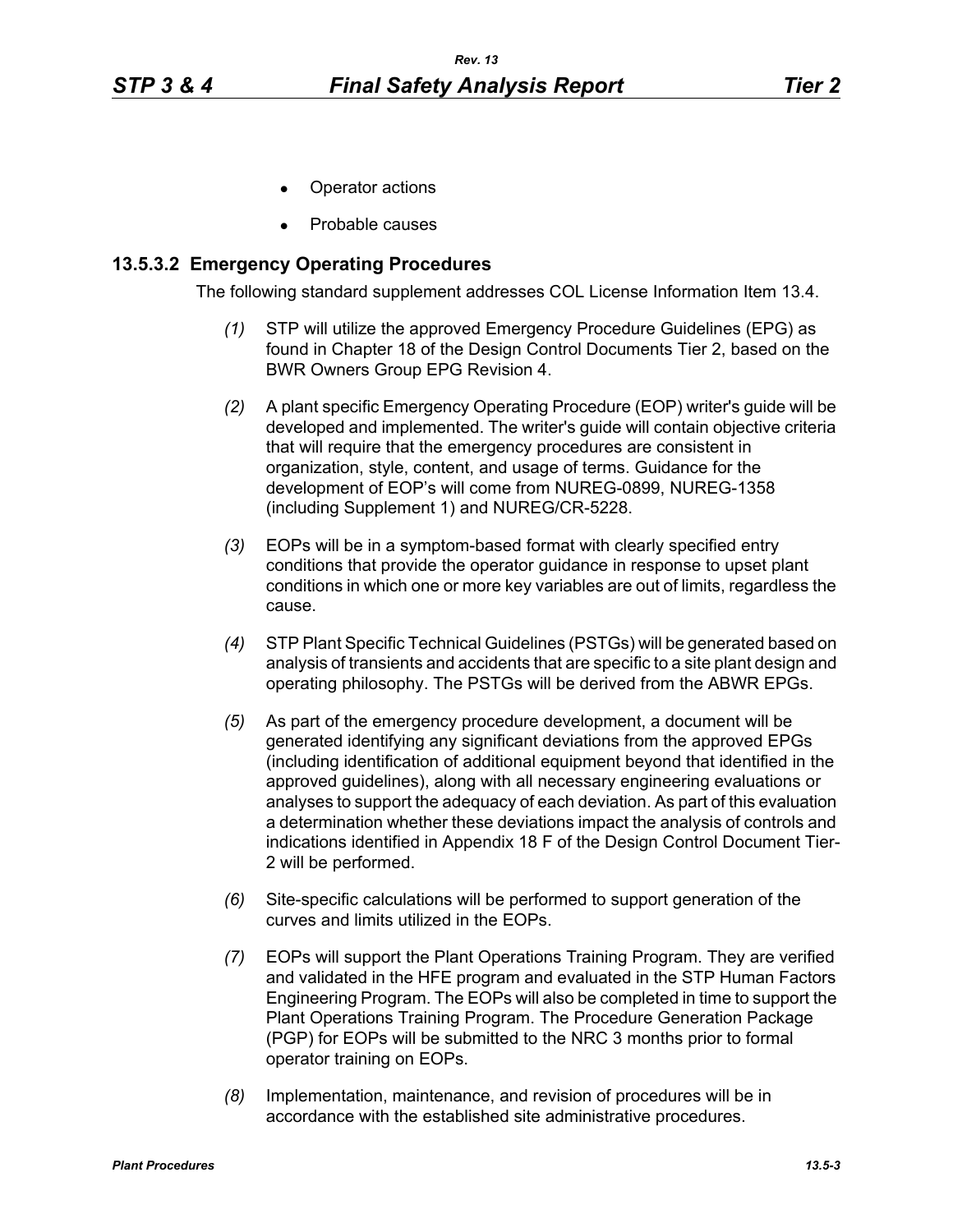- Operator actions
- Probable causes

### 13.5.3.2 Emergency Operating Procedures

The following standard supplement addresses COL License Information Item 13.4.

*(1)* STP will utilize the approved Emergency Procedure Guidelines (EPG) as found in Chapter 18 of the Design Control Documents Tier 2, based on the BWR Owners Group EPG Revision 4.

*(2)* A plant specific Emergency Operating Procedure (EOP) writer's guide will be developed and implemented. The writer's guide will contain objective criteria that will require that the emergency procedures are consistent in organization, style, content, and usage of terms. Guidance for the development of EOP's will come from NUREG-0899, NUREG-1358 (including Supplement 1) and NUREG/CR-5228.

*(3)* EOPs will be in a symptom-based format with clearly specified entry conditions that provide the operator guidance in response to upset plant conditions in which one or more key variables are out of limits, regardless the cause.

*(4)* STP Plant Specific Technical Guidelines (PSTGs) will be generated based on analysis of transients and accidents that are specific to a site plant design and operating philosophy. The PSTGs will be derived from the ABWR EPGs.

*(5)* As part of the emergency procedure development, a document will be generated identifying any significant deviations from the approved EPGs (including identification of additional equipment beyond that identified in the approved guidelines), along with all necessary engineering evaluations or analyses to support the adequacy of each deviation. As part of this evaluation a determination whether these deviations impact the analysis of controls and indications identified in Appendix 18 F of the Design Control Document Tier-2 will be performed.

*(6)* Site-specific calculations will be performed to support generation of the curves and limits utilized in the EOPs.

*(7)* EOPs will support the Plant Operations Training Program. They are verified and validated in the HFE program and evaluated in the STP Human Factors Engineering Program. The EOPs will also be completed in time to support the Plant Operations Training Program. The Procedure Generation Package (PGP) for EOPs will be submitted to the NRC 3 months prior to formal operator training on EOPs.

*(8)* Implementation, maintenance, and revision of procedures will be in accordance with the established site administrative procedures.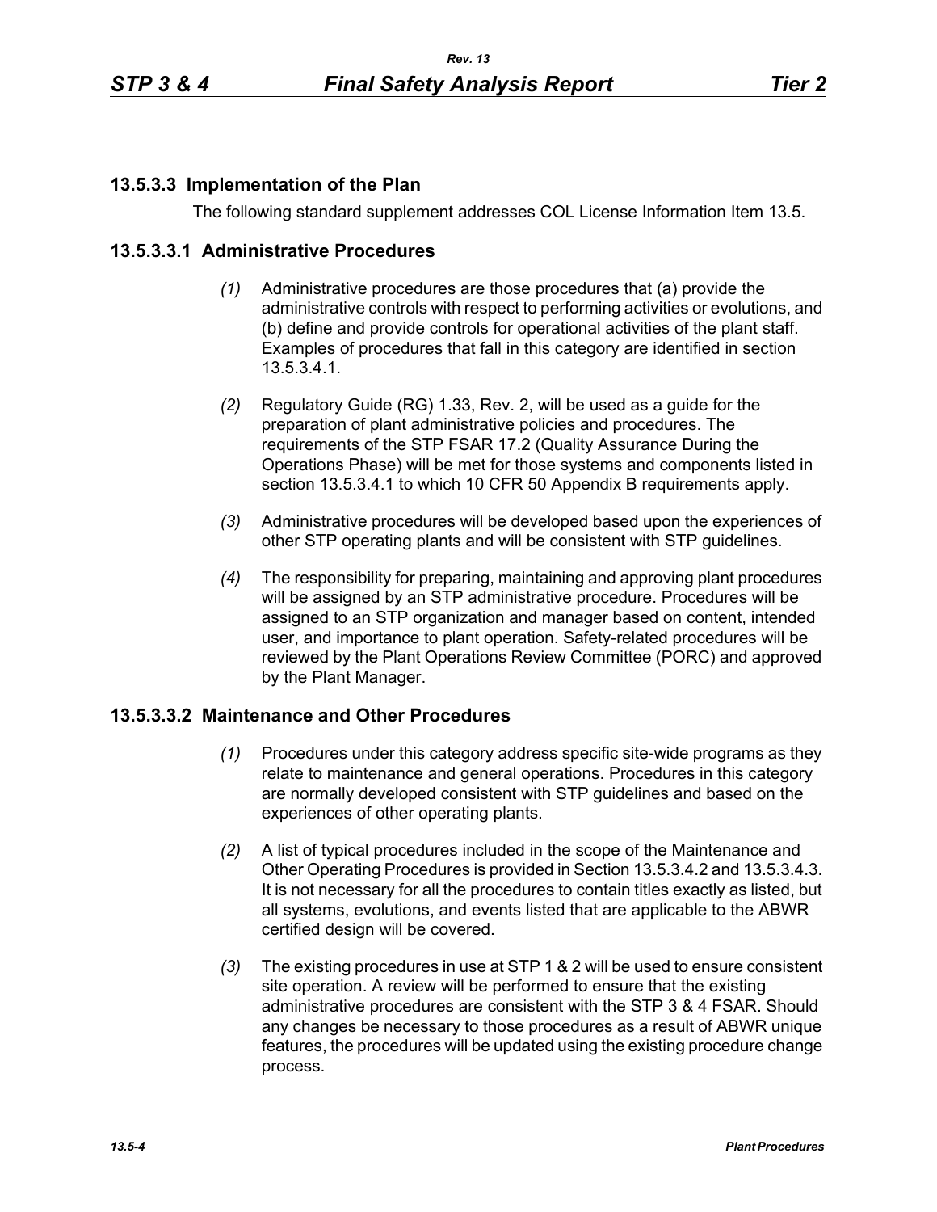### 13.5.3.3 Implementation of the Plan

The following standard supplement addresses COL License Information Item 13.5.

#### 13.5.3.3.1 Administrative Procedures

*(1)* Administrative procedures are those procedures that (a) provide the administrative controls with respect to performing activities or evolutions, and (b) define and provide controls for operational activities of the plant staff. Examples of procedures that fall in this category are identified in section 13.5.3.4.1.

*(2)* Regulatory Guide (RG) 1.33, Rev. 2, will be used as a guide for the preparation of plant administrative policies and procedures. The requirements of the STP FSAR 17.2 (Quality Assurance During the Operations Phase) will be met for those systems and components listed in section 13.5.3.4.1 to which 10 CFR 50 Appendix B requirements apply.

*(3)* Administrative procedures will be developed based upon the experiences of other STP operating plants and will be consistent with STP guidelines.

*(4)* The responsibility for preparing, maintaining and approving plant procedures will be assigned by an STP administrative procedure. Procedures will be assigned to an STP organization and manager based on content, intended user, and importance to plant operation. Safety-related procedures will be reviewed by the Plant Operations Review Committee (PORC) and approved by the Plant Manager.

#### 13.5.3.3.2 Maintenance and Other Procedures

*(1)* Procedures under this category address specific site-wide programs as they relate to maintenance and general operations. Procedures in this category are normally developed consistent with STP guidelines and based on the experiences of other operating plants.

*(2)* A list of typical procedures included in the scope of the Maintenance and Other Operating Procedures is provided in Section 13.5.3.4.2 and 13.5.3.4.3. It is not necessary for all the procedures to contain titles exactly as listed, but all systems, evolutions, and events listed that are applicable to the ABWR certified design will be covered.

*(3)* The existing procedures in use at STP 1 & 2 will be used to ensure consistent site operation. A review will be performed to ensure that the existing administrative procedures are consistent with the STP 3 & 4 FSAR. Should any changes be necessary to those procedures as a result of ABWR unique features, the procedures will be updated using the existing procedure change process.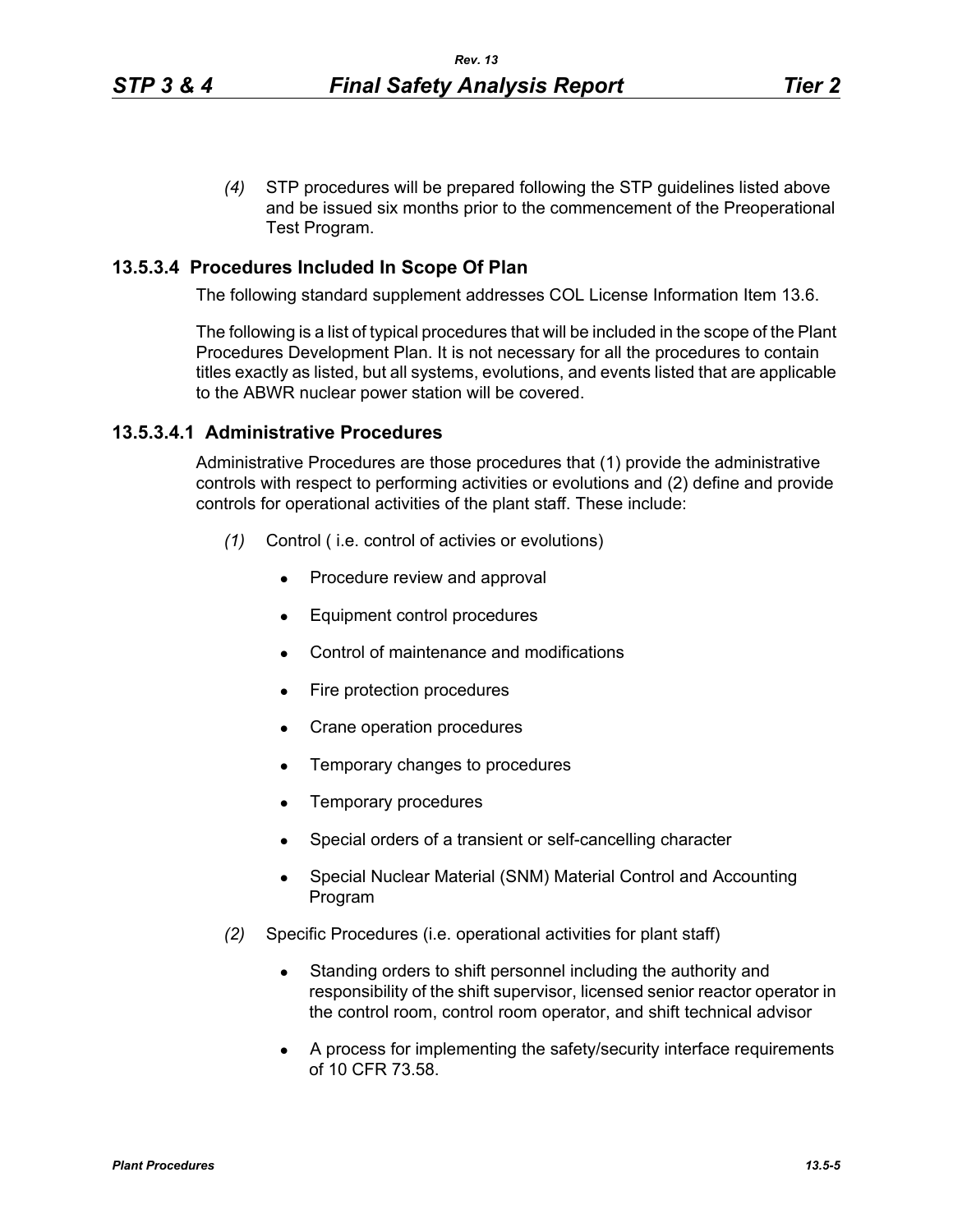*(4)* STP procedures will be prepared following the STP guidelines listed above and be issued six months prior to the commencement of the Preoperational Test Program.

### 13.5.3.4 Procedures Included In Scope Of Plan

The following standard supplement addresses COL License Information Item 13.6.

The following is a list of typical procedures that will be included in the scope of the Plant Procedures Development Plan. It is not necessary for all the procedures to contain titles exactly as listed, but all systems, evolutions, and events listed that are applicable to the ABWR nuclear power station will be covered.

#### 13.5.3.4.1 Administrative Procedures

Administrative Procedures are those procedures that (1) provide the administrative controls with respect to performing activities or evolutions and (2) define and provide controls for operational activities of the plant staff. These include:

*(1)* Control ( i.e. control of activies or evolutions)

- Procedure review and approval
- Equipment control procedures
- Control of maintenance and modifications
- Fire protection procedures
- Crane operation procedures
- Temporary changes to procedures
- Temporary procedures
- Special orders of a transient or self-cancelling character
- Special Nuclear Material (SNM) Material Control and Accounting Program

*(2)* Specific Procedures (i.e. operational activities for plant staff)

- Standing orders to shift personnel including the authority and responsibility of the shift supervisor, licensed senior reactor operator in the control room, control room operator, and shift technical advisor
- A process for implementing the safety/security interface requirements of 10 CFR 73.58.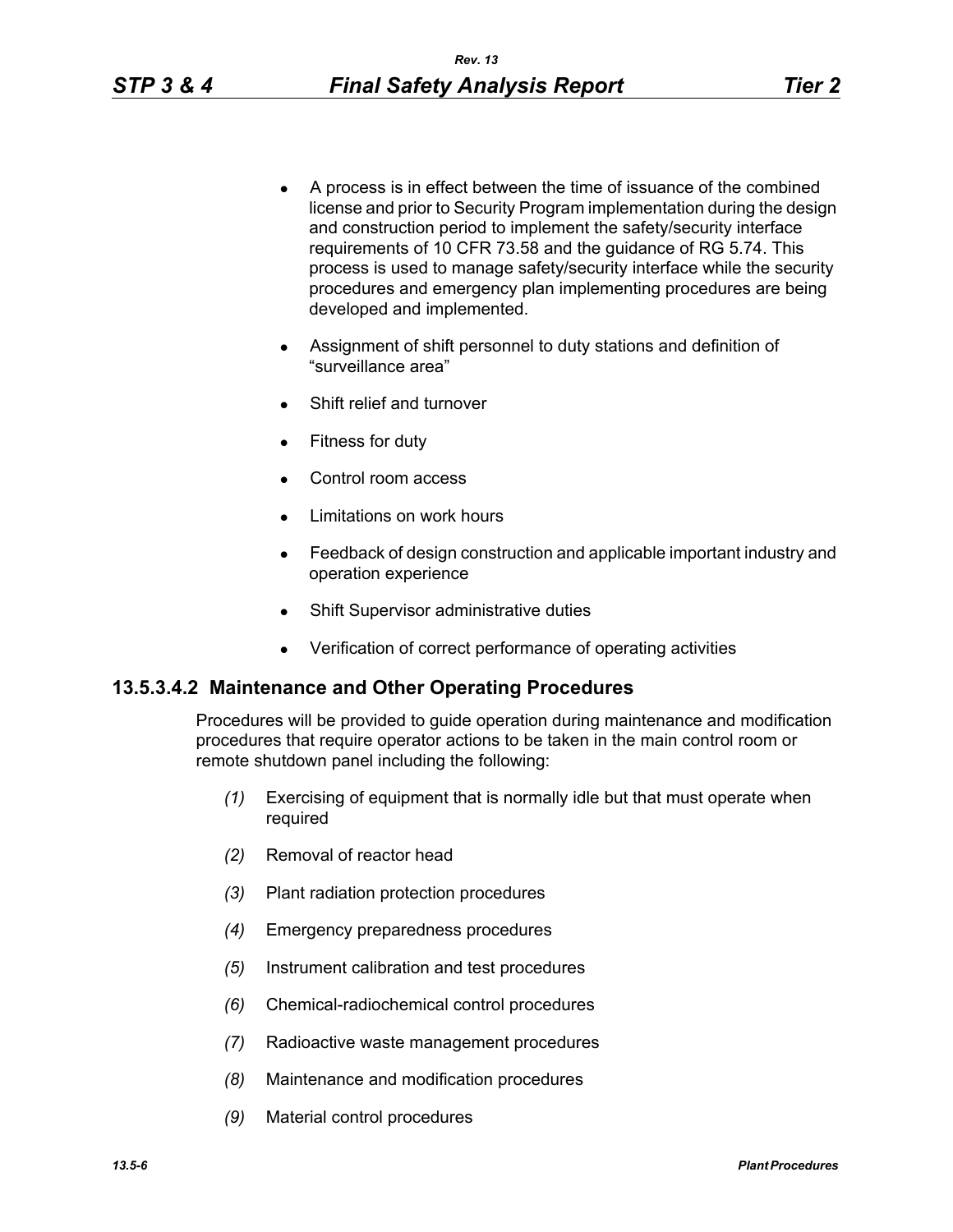- A process is in effect between the time of issuance of the combined license and prior to Security Program implementation during the design and construction period to implement the safety/security interface requirements of 10 CFR 73.58 and the guidance of RG 5.74. This process is used to manage safety/security interface while the security procedures and emergency plan implementing procedures are being developed and implemented.
- Assignment of shift personnel to duty stations and definition of "surveillance area"
- Shift relief and turnover
- Fitness for duty
- Control room access
- Limitations on work hours
- Feedback of design construction and applicable important industry and operation experience
- Shift Supervisor administrative duties
- Verification of correct performance of operating activities

### 13.5.3.4.2 Maintenance and Other Operating Procedures

Procedures will be provided to guide operation during maintenance and modification procedures that require operator actions to be taken in the main control room or remote shutdown panel including the following:

*(1)* Exercising of equipment that is normally idle but that must operate when required

*(2)* Removal of reactor head

*(3)* Plant radiation protection procedures

*(4)* Emergency preparedness procedures

*(5)* Instrument calibration and test procedures

*(6)* Chemical-radiochemical control procedures

*(7)* Radioactive waste management procedures

*(8)* Maintenance and modification procedures

*(9)* Material control procedures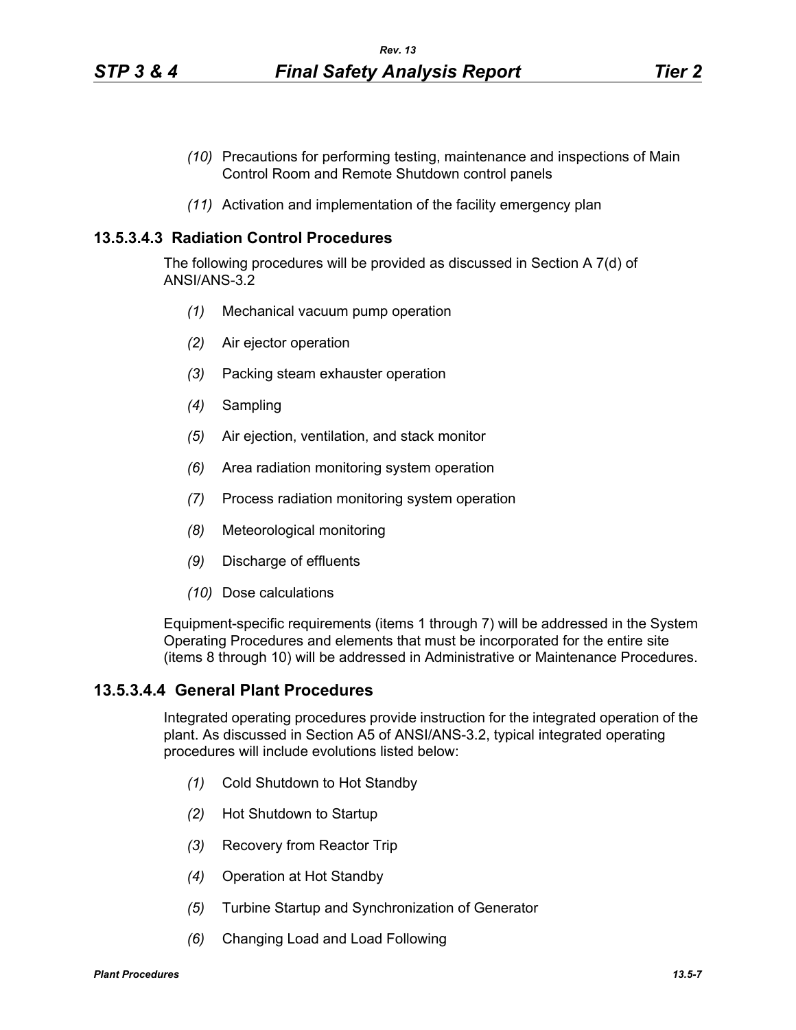(10) Precautions for performing testing, maintenance and inspections of Main Control Room and Remote Shutdown control panels

(11) Activation and implementation of the facility emergency plan

### 13.5.3.4.3 Radiation Control Procedures

The following procedures will be provided as discussed in Section A 7(d) of ANSI/ANS-3.2

(1) Mechanical vacuum pump operation

(2) Air ejector operation

(3) Packing steam exhauster operation

(4) Sampling

(5) Air ejection, ventilation, and stack monitor

(6) Area radiation monitoring system operation

(7) Process radiation monitoring system operation

(8) Meteorological monitoring

(9) Discharge of effluents

(10) Dose calculations

Equipment-specific requirements (items 1 through 7) will be addressed in the System Operating Procedures and elements that must be incorporated for the entire site (items 8 through 10) will be addressed in Administrative or Maintenance Procedures.

### 13.5.3.4.4 General Plant Procedures

Integrated operating procedures provide instruction for the integrated operation of the plant. As discussed in Section A5 of ANSI/ANS-3.2, typical integrated operating procedures will include evolutions listed below:

(1) Cold Shutdown to Hot Standby

(2) Hot Shutdown to Startup

(3) Recovery from Reactor Trip

(4) Operation at Hot Standby

(5) Turbine Startup and Synchronization of Generator

(6) Changing Load and Load Following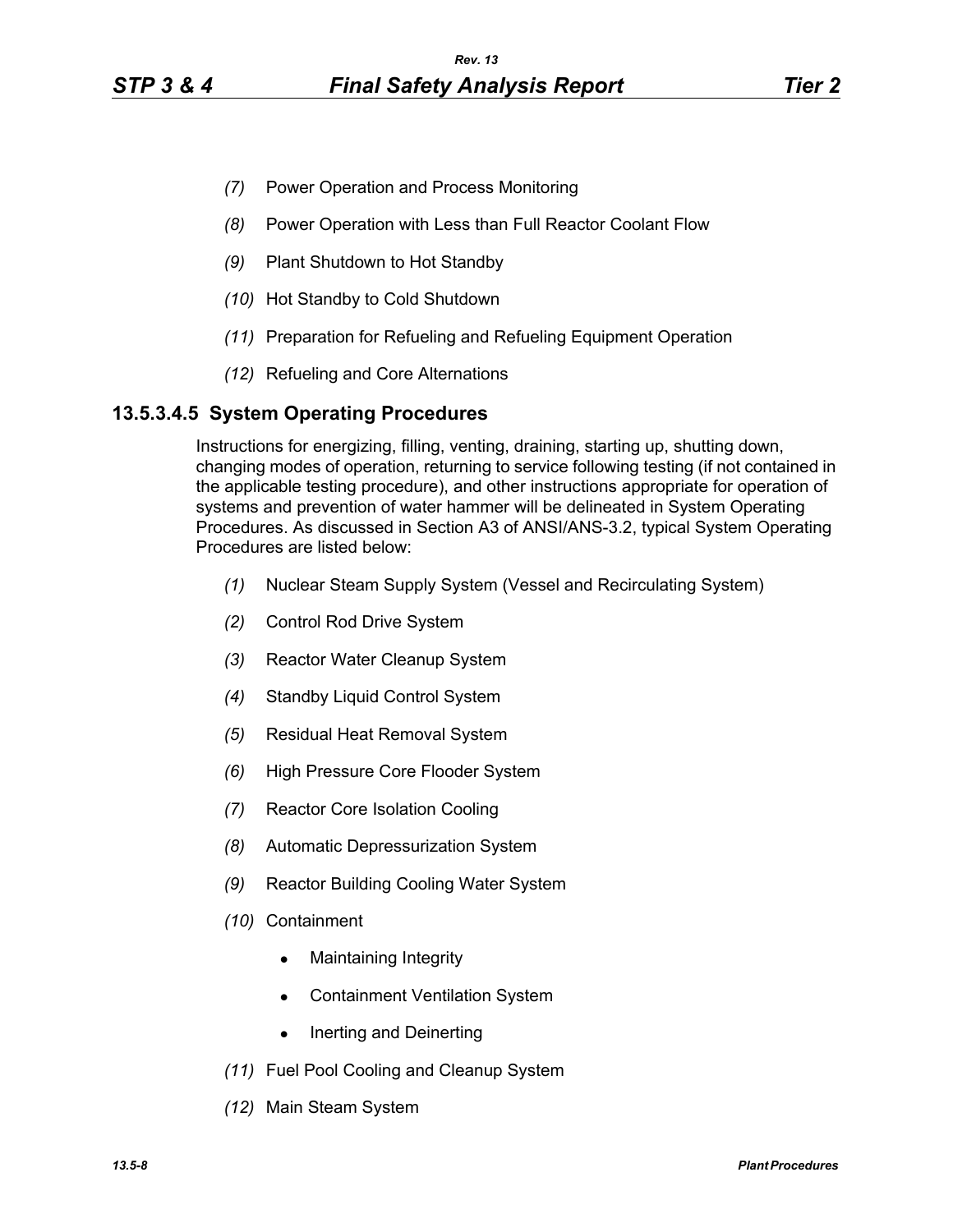*(7)* Power Operation and Process Monitoring

*(8)* Power Operation with Less than Full Reactor Coolant Flow

*(9)* Plant Shutdown to Hot Standby

*(10)* Hot Standby to Cold Shutdown

*(11)* Preparation for Refueling and Refueling Equipment Operation

*(12)* Refueling and Core Alternations

### 13.5.3.4.5 System Operating Procedures

Instructions for energizing, filling, venting, draining, starting up, shutting down, changing modes of operation, returning to service following testing (if not contained in the applicable testing procedure), and other instructions appropriate for operation of systems and prevention of water hammer will be delineated in System Operating Procedures. As discussed in Section A3 of ANSI/ANS-3.2, typical System Operating Procedures are listed below:

*(1)* Nuclear Steam Supply System (Vessel and Recirculating System)

*(2)* Control Rod Drive System

*(3)* Reactor Water Cleanup System

*(4)* Standby Liquid Control System

*(5)* Residual Heat Removal System

*(6)* High Pressure Core Flooder System

*(7)* Reactor Core Isolation Cooling

*(8)* Automatic Depressurization System

*(9)* Reactor Building Cooling Water System

*(10)* Containment

- Maintaining Integrity
- Containment Ventilation System
- Inerting and Deinerting

*(11)* Fuel Pool Cooling and Cleanup System

*(12)* Main Steam System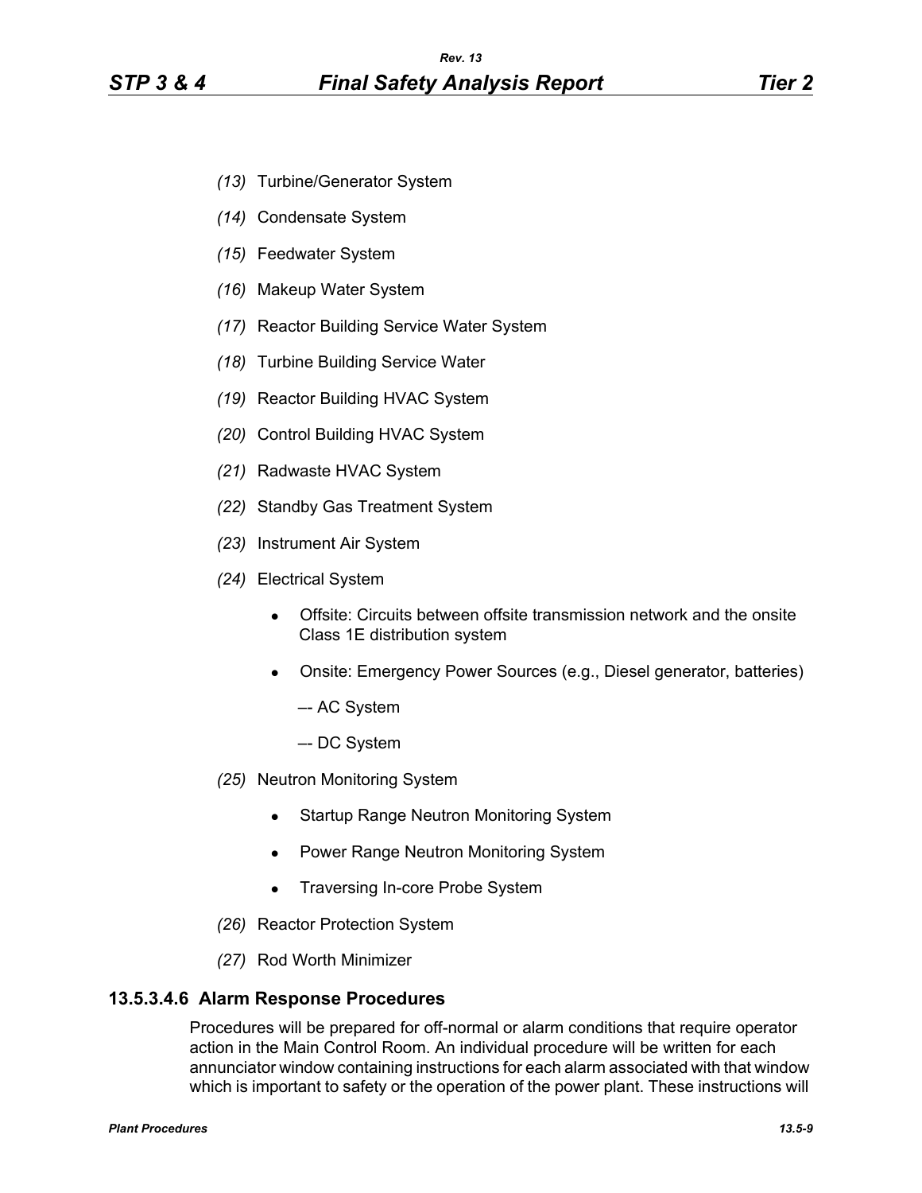*(13)* Turbine/Generator System

*(14)* Condensate System

*(15)* Feedwater System

*(16)* Makeup Water System

*(17)* Reactor Building Service Water System

*(18)* Turbine Building Service Water

*(19)* Reactor Building HVAC System

*(20)* Control Building HVAC System

*(21)* Radwaste HVAC System

*(22)* Standby Gas Treatment System

*(23)* Instrument Air System

*(24)* Electrical System

- Offsite: Circuits between offsite transmission network and the onsite Class 1E distribution system
- Onsite: Emergency Power Sources (e.g., Diesel generator, batteries)

  –- AC System

  –- DC System

*(25)* Neutron Monitoring System

- Startup Range Neutron Monitoring System
- Power Range Neutron Monitoring System
- Traversing In-core Probe System

*(26)* Reactor Protection System

*(27)* Rod Worth Minimizer

### 13.5.3.4.6 Alarm Response Procedures

Procedures will be prepared for off-normal or alarm conditions that require operator action in the Main Control Room. An individual procedure will be written for each annunciator window containing instructions for each alarm associated with that window which is important to safety or the operation of the power plant. These instructions will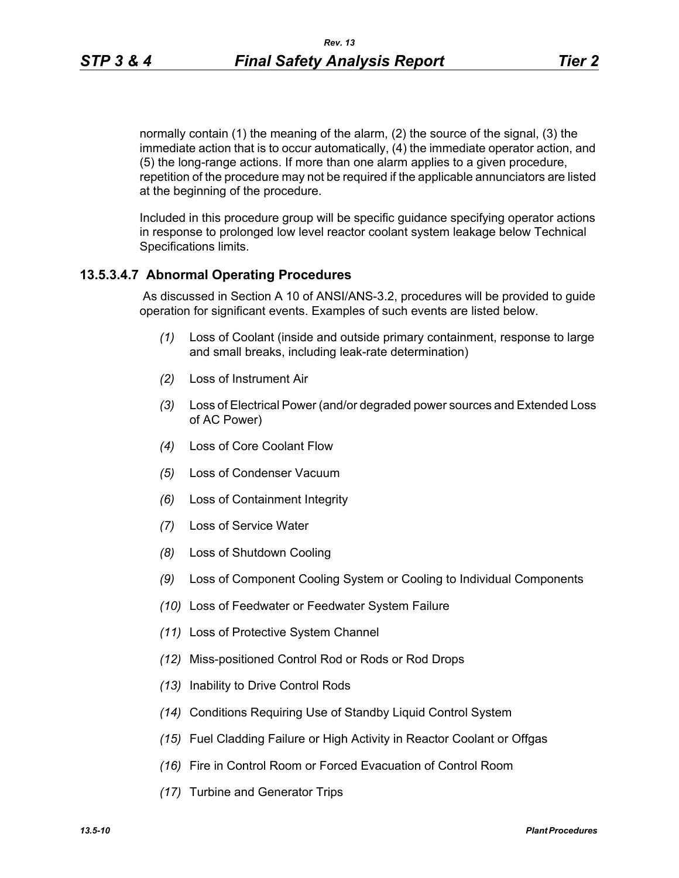normally contain (1) the meaning of the alarm, (2) the source of the signal, (3) the immediate action that is to occur automatically, (4) the immediate operator action, and (5) the long-range actions. If more than one alarm applies to a given procedure, repetition of the procedure may not be required if the applicable annunciators are listed at the beginning of the procedure.

Included in this procedure group will be specific guidance specifying operator actions in response to prolonged low level reactor coolant system leakage below Technical Specifications limits.

### 13.5.3.4.7 Abnormal Operating Procedures

As discussed in Section A 10 of ANSI/ANS-3.2, procedures will be provided to guide operation for significant events. Examples of such events are listed below.

*(1)* Loss of Coolant (inside and outside primary containment, response to large and small breaks, including leak-rate determination)

*(2)* Loss of Instrument Air

*(3)* Loss of Electrical Power (and/or degraded power sources and Extended Loss of AC Power)

*(4)* Loss of Core Coolant Flow

*(5)* Loss of Condenser Vacuum

*(6)* Loss of Containment Integrity

*(7)* Loss of Service Water

*(8)* Loss of Shutdown Cooling

*(9)* Loss of Component Cooling System or Cooling to Individual Components

*(10)* Loss of Feedwater or Feedwater System Failure

*(11)* Loss of Protective System Channel

*(12)* Miss-positioned Control Rod or Rods or Rod Drops

*(13)* Inability to Drive Control Rods

*(14)* Conditions Requiring Use of Standby Liquid Control System

*(15)* Fuel Cladding Failure or High Activity in Reactor Coolant or Offgas

*(16)* Fire in Control Room or Forced Evacuation of Control Room

*(17)* Turbine and Generator Trips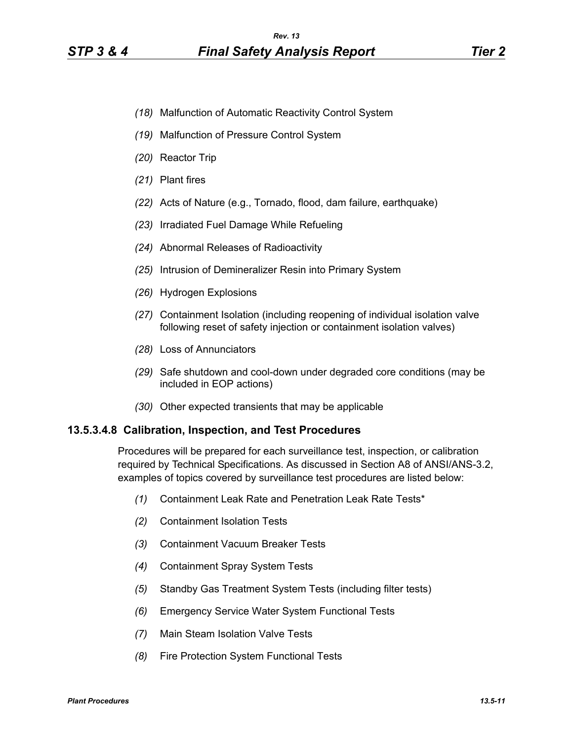(18) Malfunction of Automatic Reactivity Control System

(19) Malfunction of Pressure Control System

(20) Reactor Trip

(21) Plant fires

(22) Acts of Nature (e.g., Tornado, flood, dam failure, earthquake)

(23) Irradiated Fuel Damage While Refueling

(24) Abnormal Releases of Radioactivity

(25) Intrusion of Demineralizer Resin into Primary System

(26) Hydrogen Explosions

(27) Containment Isolation (including reopening of individual isolation valve following reset of safety injection or containment isolation valves)

(28) Loss of Annunciators

(29) Safe shutdown and cool-down under degraded core conditions (may be included in EOP actions)

(30) Other expected transients that may be applicable

#### 13.5.3.4.8 Calibration, Inspection, and Test Procedures

Procedures will be prepared for each surveillance test, inspection, or calibration required by Technical Specifications. As discussed in Section A8 of ANSI/ANS-3.2, examples of topics covered by surveillance test procedures are listed below:

(1) Containment Leak Rate and Penetration Leak Rate Tests*

(2) Containment Isolation Tests

(3) Containment Vacuum Breaker Tests

(4) Containment Spray System Tests

(5) Standby Gas Treatment System Tests (including filter tests)

(6) Emergency Service Water System Functional Tests

(7) Main Steam Isolation Valve Tests

(8) Fire Protection System Functional Tests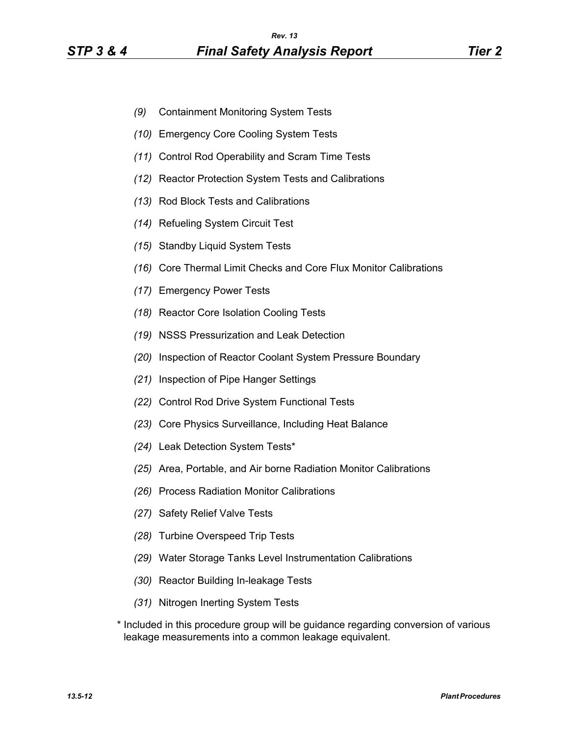- *(9)* Containment Monitoring System Tests
- *(10)* Emergency Core Cooling System Tests
- *(11)* Control Rod Operability and Scram Time Tests
- *(12)* Reactor Protection System Tests and Calibrations
- *(13)* Rod Block Tests and Calibrations
- *(14)* Refueling System Circuit Test
- *(15)* Standby Liquid System Tests
- *(16)* Core Thermal Limit Checks and Core Flux Monitor Calibrations
- *(17)* Emergency Power Tests
- *(18)* Reactor Core Isolation Cooling Tests
- *(19)* NSSS Pressurization and Leak Detection
- *(20)* Inspection of Reactor Coolant System Pressure Boundary
- *(21)* Inspection of Pipe Hanger Settings
- *(22)* Control Rod Drive System Functional Tests
- *(23)* Core Physics Surveillance, Including Heat Balance
- *(24)* Leak Detection System Tests*
- *(25)* Area, Portable, and Air borne Radiation Monitor Calibrations
- *(26)* Process Radiation Monitor Calibrations
- *(27)* Safety Relief Valve Tests
- *(28)* Turbine Overspeed Trip Tests
- *(29)* Water Storage Tanks Level Instrumentation Calibrations
- *(30)* Reactor Building In-leakage Tests
- *(31)* Nitrogen Inerting System Tests

\* Included in this procedure group will be guidance regarding conversion of various leakage measurements into a common leakage equivalent.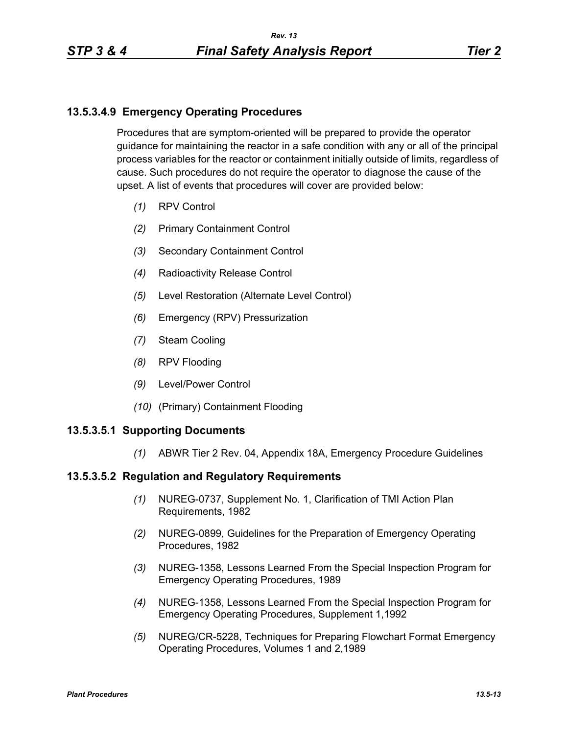### 13.5.3.4.9 Emergency Operating Procedures

Procedures that are symptom-oriented will be prepared to provide the operator guidance for maintaining the reactor in a safe condition with any or all of the principal process variables for the reactor or containment initially outside of limits, regardless of cause. Such procedures do not require the operator to diagnose the cause of the upset. A list of events that procedures will cover are provided below:

*(1)* RPV Control

*(2)* Primary Containment Control

*(3)* Secondary Containment Control

*(4)* Radioactivity Release Control

*(5)* Level Restoration (Alternate Level Control)

*(6)* Emergency (RPV) Pressurization

*(7)* Steam Cooling

*(8)* RPV Flooding

*(9)* Level/Power Control

*(10)* (Primary) Containment Flooding

### 13.5.3.5.1 Supporting Documents

*(1)* ABWR Tier 2 Rev. 04, Appendix 18A, Emergency Procedure Guidelines

### 13.5.3.5.2 Regulation and Regulatory Requirements

*(1)* NUREG-0737, Supplement No. 1, Clarification of TMI Action Plan Requirements, 1982

*(2)* NUREG-0899, Guidelines for the Preparation of Emergency Operating Procedures, 1982

*(3)* NUREG-1358, Lessons Learned From the Special Inspection Program for Emergency Operating Procedures, 1989

*(4)* NUREG-1358, Lessons Learned From the Special Inspection Program for Emergency Operating Procedures, Supplement 1,1992

*(5)* NUREG/CR-5228, Techniques for Preparing Flowchart Format Emergency Operating Procedures, Volumes 1 and 2,1989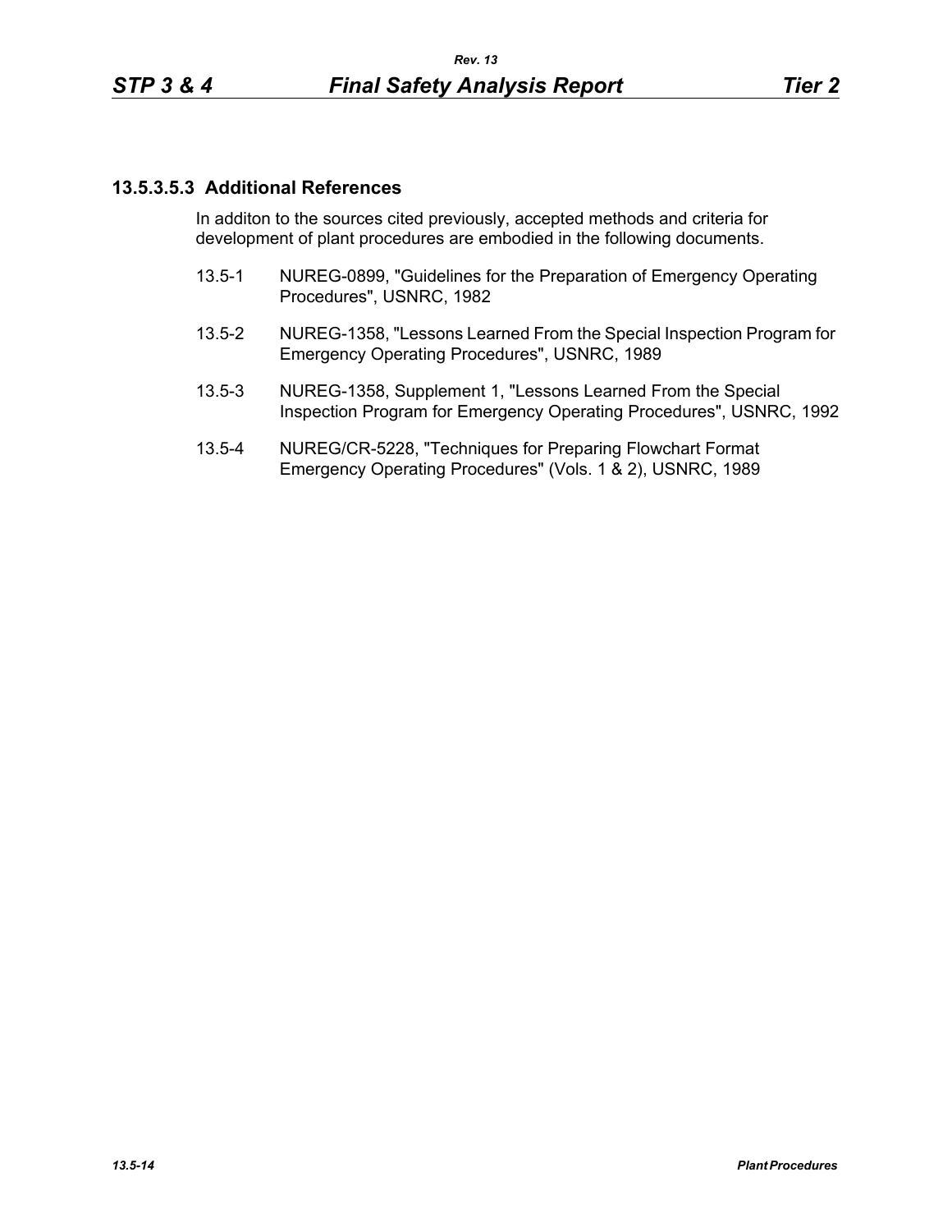#### 13.5.3.5.3 Additional References

In additon to the sources cited previously, accepted methods and criteria for development of plant procedures are embodied in the following documents.

13.5-1 NUREG-0899, "Guidelines for the Preparation of Emergency Operating Procedures", USNRC, 1982

13.5-2 NUREG-1358, "Lessons Learned From the Special Inspection Program for Emergency Operating Procedures", USNRC, 1989

13.5-3 NUREG-1358, Supplement 1, "Lessons Learned From the Special Inspection Program for Emergency Operating Procedures", USNRC, 1992

13.5-4 NUREG/CR-5228, "Techniques for Preparing Flowchart Format Emergency Operating Procedures" (Vols. 1 & 2), USNRC, 1989